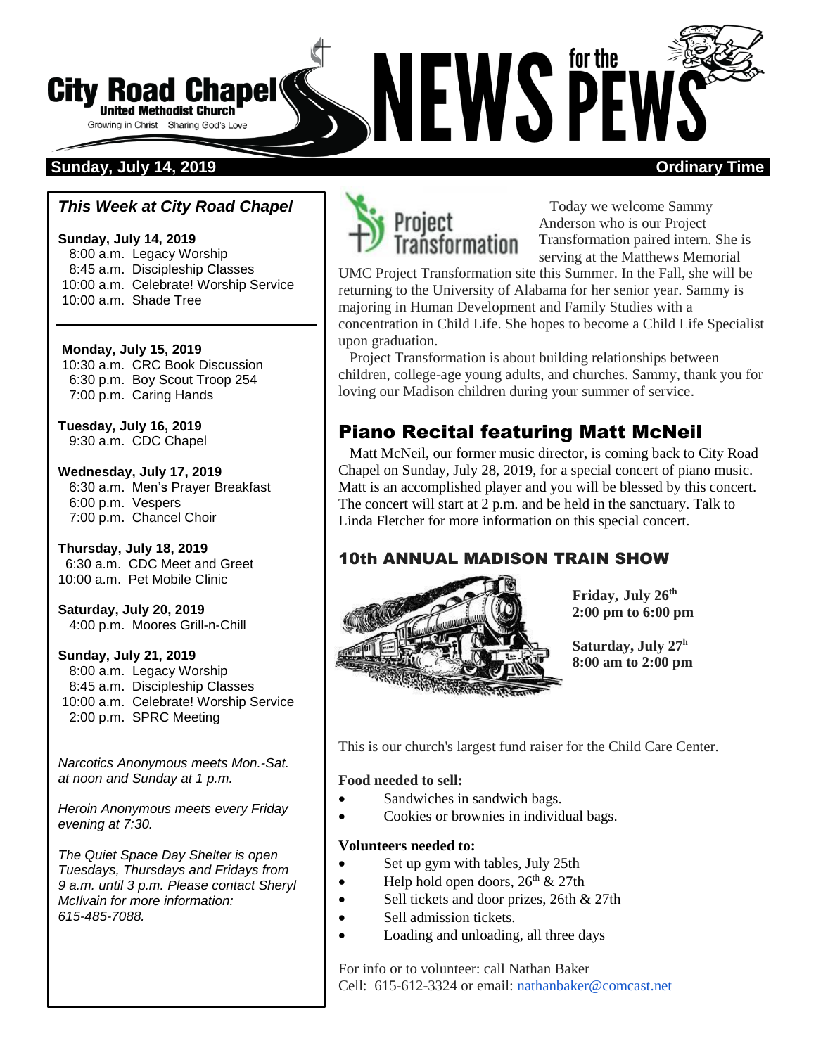# City Road Chapel
**United Methodist Church**
Growing in Christ Sharing God's Love

# NEWS for the PEWS

**Sunday, July 14, 2019** **Ordinary Time**

## *This Week at City Road Chapel*

**Sunday, July 14, 2019**
8:00 a.m. Legacy Worship
8:45 a.m. Discipleship Classes
10:00 a.m. Celebrate! Worship Service
10:00 a.m. Shade Tree

**Monday, July 15, 2019**
10:30 a.m. CRC Book Discussion
6:30 p.m. Boy Scout Troop 254
7:00 p.m. Caring Hands

**Tuesday, July 16, 2019**
9:30 a.m. CDC Chapel

**Wednesday, July 17, 2019**
6:30 a.m. Men's Prayer Breakfast
6:00 p.m. Vespers
7:00 p.m. Chancel Choir

**Thursday, July 18, 2019**
6:30 a.m. CDC Meet and Greet
10:00 a.m. Pet Mobile Clinic

**Saturday, July 20, 2019**
4:00 p.m. Moores Grill-n-Chill

**Sunday, July 21, 2019**
8:00 a.m. Legacy Worship
8:45 a.m. Discipleship Classes
10:00 a.m. Celebrate! Worship Service
2:00 p.m. SPRC Meeting

*Narcotics Anonymous meets Mon.-Sat. at noon and Sunday at 1 p.m.*

*Heroin Anonymous meets every Friday evening at 7:30.*

*The Quiet Space Day Shelter is open Tuesdays, Thursdays and Fridays from 9 a.m. until 3 p.m. Please contact Sheryl McIlvain for more information: 615-485-7088.*

## Project Transformation

Today we welcome Sammy Anderson who is our Project Transformation paired intern. She is serving at the Matthews Memorial UMC Project Transformation site this Summer. In the Fall, she will be returning to the University of Alabama for her senior year. Sammy is majoring in Human Development and Family Studies with a concentration in Child Life. She hopes to become a Child Life Specialist upon graduation.

Project Transformation is about building relationships between children, college-age young adults, and churches. Sammy, thank you for loving our Madison children during your summer of service.

## Piano Recital featuring Matt McNeil

Matt McNeil, our former music director, is coming back to City Road Chapel on Sunday, July 28, 2019, for a special concert of piano music. Matt is an accomplished player and you will be blessed by this concert. The concert will start at 2 p.m. and be held in the sanctuary. Talk to Linda Fletcher for more information on this special concert.

## 10th ANNUAL MADISON TRAIN SHOW

**Friday, July 26th**
**2:00 pm to 6:00 pm**

**Saturday, July 27h**
**8:00 am to 2:00 pm**

This is our church's largest fund raiser for the Child Care Center.

**Food needed to sell:**

- Sandwiches in sandwich bags.
- Cookies or brownies in individual bags.

**Volunteers needed to:**

- Set up gym with tables, July 25th
- Help hold open doors, 26th & 27th
- Sell tickets and door prizes, 26th & 27th
- Sell admission tickets.
- Loading and unloading, all three days

For info or to volunteer: call Nathan Baker
Cell: 615-612-3324 or email: nathanbaker@comcast.net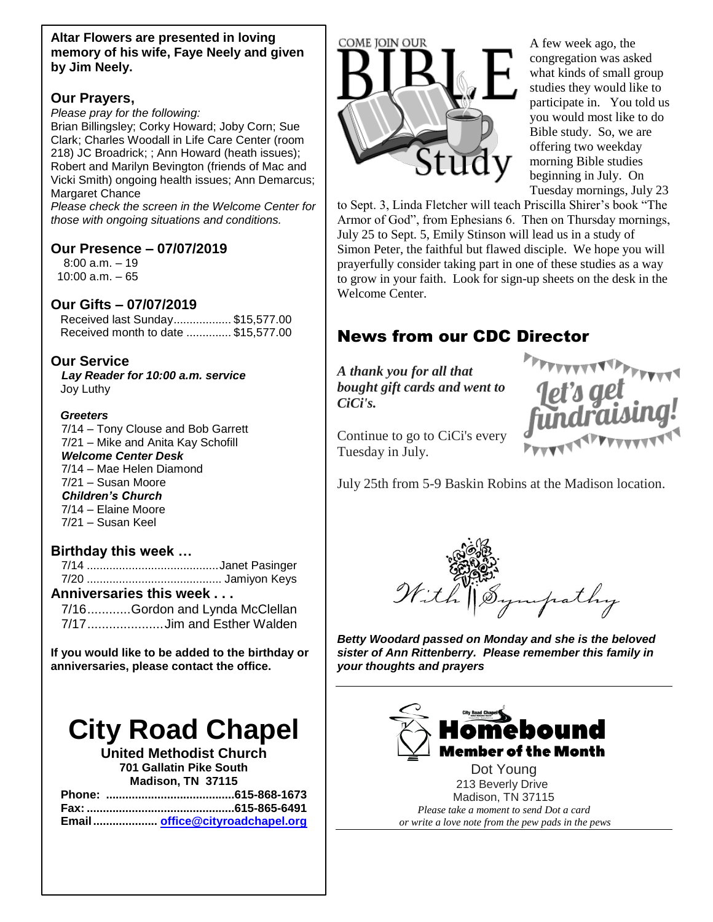**Altar Flowers are presented in loving memory of his wife, Faye Neely and given by Jim Neely.**

### Our Prayers,

*Please pray for the following:*

Brian Billingsley; Corky Howard; Joby Corn; Sue Clark; Charles Woodall in Life Care Center (room 218) JC Broadrick; ; Ann Howard (heath issues); Robert and Marilyn Bevington (friends of Mac and Vicki Smith) ongoing health issues; Ann Demarcus; Margaret Chance

*Please check the screen in the Welcome Center for those with ongoing situations and conditions.*

### Our Presence – 07/07/2019

8:00 a.m. – 19
10:00 a.m. – 65

### Our Gifts – 07/07/2019

Received last Sunday.................. $15,577.00
Received month to date .............. $15,577.00

### Our Service

***Lay Reader for 10:00 a.m. service***
Joy Luthy

***Greeters***
7/14 – Tony Clouse and Bob Garrett
7/21 – Mike and Anita Kay Schofill

***Welcome Center Desk***
7/14 – Mae Helen Diamond
7/21 – Susan Moore

***Children's Church***
7/14 – Elaine Moore
7/21 – Susan Keel

### Birthday this week …

7/14 .........................................Janet Pasinger
7/20 .......................................... Jamiyon Keys

### Anniversaries this week . . .

7/16............Gordon and Lynda McClellan
7/17.....................Jim and Esther Walden

**If you would like to be added to the birthday or anniversaries, please contact the office.**

# City Road Chapel

**United Methodist Church**
**701 Gallatin Pike South**
**Madison, TN 37115**

**Phone: .......................................615-868-1673**
**Fax: .............................................615-865-6491**
**Email .................... office@cityroadchapel.org**

COME JOIN OUR BIBLE Study

A few week ago, the congregation was asked what kinds of small group studies they would like to participate in. You told us you would most like to do Bible study. So, we are offering two weekday morning Bible studies beginning in July. On Tuesday mornings, July 23 to Sept. 3, Linda Fletcher will teach Priscilla Shirer's book "The Armor of God", from Ephesians 6. Then on Thursday mornings, July 25 to Sept. 5, Emily Stinson will lead us in a study of Simon Peter, the faithful but flawed disciple. We hope you will prayerfully consider taking part in one of these studies as a way to grow in your faith. Look for sign-up sheets on the desk in the Welcome Center.

## News from our CDC Director

Let's get fundraising!

***A thank you for all that bought gift cards and went to CiCi's.***

Continue to go to CiCi's every Tuesday in July.

July 25th from 5-9 Baskin Robins at the Madison location.

With Sympathy

***Betty Woodard passed on Monday and she is the beloved sister of Ann Rittenberry. Please remember this family in your thoughts and prayers***

City Road Chapel Homebound Member of the Month

Dot Young
213 Beverly Drive
Madison, TN 37115

*Please take a moment to send Dot a card or write a love note from the pew pads in the pews*